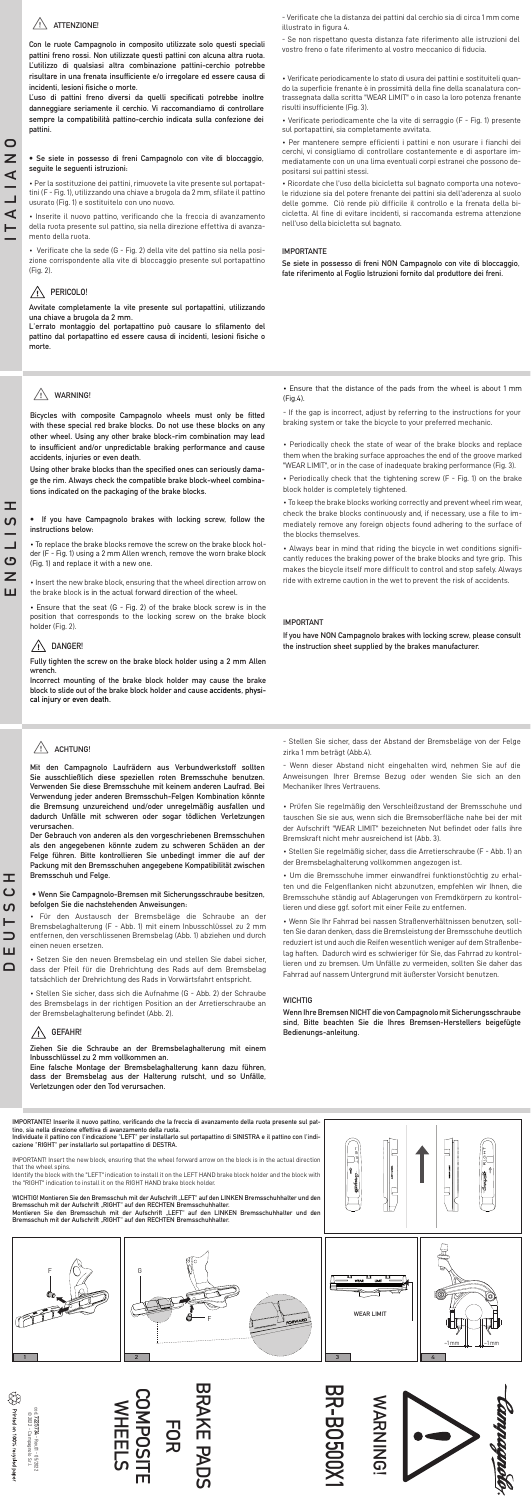# ITALIANO

## ATTENZIONE!

Con le ruote Campagnolo in composito utilizzate solo questi speciali pattini freno rossi. Non utilizzate questi pattini con alcuna altra ruota. L'utilizzo di qualsiasi altra combinazione pattini-cerchio potrebbe risultare in una frenata insufficiente e/o irregolare ed essere causa di incidenti, lesioni fisiche o morte.

L'uso di pattini freno diversi da quelli specificati potrebbe inoltre danneggiare seriamente il cerchio. Vi raccomandiamo di controllare sempre la compatibilità pattino-cerchio indicata sulla confezione dei pattini.

**• Se siete in possesso di freni Campagnolo con vite di bloccaggio, seguite le seguenti istruzioni:**

• Per la sostituzione dei pattini, rimuovete la vite presente sul portapattini (F - Fig. 1), utilizzando una chiave a brugola da 2 mm, sfilate il pattino usurato (Fig. 1) e sostituitelo con uno nuovo.

• Inserite il nuovo pattino, verificando che la freccia di avanzamento della ruota presente sul pattino, sia nella direzione effettiva di avanzamento della ruota.

• Verificate che la sede (G - Fig. 2) della vite del pattino sia nella posizione corrispondente alla vite di bloccaggio presente sul portapattino (Fig. 2).

## PERICOLO!

**Avvitate completamente la vite presente sul portapattini, utilizzando una chiave a brugola da 2 mm.**

**L'errato montaggio del portapattino può causare lo sfilamento del pattino dal portapattino ed essere causa di incidenti, lesioni fisiche o morte.**

– Verificate che la distanza dei pattini dal cerchio sia di circa 1 mm come illustrato in figura 4.

– Se non rispettate questa distanza fate riferimento alle istruzioni del vostro freno o fate riferimento al vostro meccanico di fiducia.

• Verificate periodicamente lo stato di usura dei pattini e sostituiteli quando la superficie frenante è in prossimità della fine della scanalatura contrassegnata dalla scritta "WEAR LIMIT" o in caso la loro potenza frenante risulti insufficiente (Fig. 3).

• Verificate periodicamente che la vite di serraggio (F - Fig. 1) presente sul portapattini, sia completamente avvitata.

• Per mantenere sempre efficienti i pattini e non usurare i fianchi dei cerchi, vi consigliamo di controllare costantemente e di asportare immediatamente con un una lima eventuali corpi estranei che possono depositarsi sui pattini stessi.

• Ricordate che l'uso della bicicletta sul bagnato comporta una notevole riduzione sia del potere frenante dei pattini sia dell'aderenza al suolo delle gomme. Ciò rende più difficile il controllo e la frenata della bicicletta. Al fine di evitare incidenti, si raccomanda estrema attenzione nell'uso della bicicletta sul bagnato.

### IMPORTANTE

**Se siete in possesso di freni NON Campagnolo con vite di bloccaggio, fate riferimento al Foglio Istruzioni fornito dal produttore dei freni.**

# ENGLISH

## WARNING!

Bicycles with composite Campagnolo wheels must only be fitted with these special red brake blocks. Do not use these blocks on any other wheel. Using any other brake block-rim combination may lead to insufficient and/or unpredictable braking performance and cause accidents, injuries or even death.

Using other brake blocks than the specified ones can seriously damage the rim. Always check the compatible brake block-wheel combinations indicated on the packaging of the brake blocks.

**• If you have Campagnolo brakes with locking screw, follow the instructions below:**

• To replace the brake blocks remove the screw on the brake block holder (F - Fig. 1) using a 2 mm Allen wrench, remove the worn brake block (Fig. 1) and replace it with a new one.

• Insert the new brake block, ensuring that the wheel direction arrow on the brake block is in the actual forward direction of the wheel.

• Ensure that the seat (G - Fig. 2) of the brake block screw is in the position that corresponds to the locking screw on the brake block holder (Fig. 2).

## DANGER!

**Fully tighten the screw on the brake block holder using a 2 mm Allen wrench.**

**Incorrect mounting of the brake block holder may cause the brake block to slide out of the brake block holder and cause accidents, physical injury or even death.**

• Ensure that the distance of the pads from the wheel is about 1 mm (Fig.4).

– If the gap is incorrect, adjust by referring to the instructions for your braking system or take the bicycle to your preferred mechanic.

• Periodically check the state of wear of the brake blocks and replace them when the braking surface approaches the end of the groove marked "WEAR LIMIT", or in the case of inadequate braking performance (Fig. 3).

• Periodically check that the tightening screw (F - Fig. 1) on the brake block holder is completely tightened.

• To keep the brake blocks working correctly and prevent wheel rim wear, check the brake blocks continuously and, if necessary, use a file to immediately remove any foreign objects found adhering to the surface of the blocks themselves.

• Always bear in mind that riding the bicycle in wet conditions significantly reduces the braking power of the brake blocks and tyre grip. This makes the bicycle itself more difficult to control and stop safely. Always ride with extreme caution in the wet to prevent the risk of accidents.

### IMPORTANT

**If you have NON Campagnolo brakes with locking screw, please consult the instruction sheet supplied by the brakes manufacturer.**

# DEUTSCH

## ACHTUNG!

Mit den Campagnolo Laufrädern aus Verbundwerkstoff sollten Sie ausschließlich diese speziellen roten Bremsschuhe benutzen. Verwenden Sie diese Bremsschuhe mit keinem anderen Laufrad. Bei Verwendung jeder anderen Bremsschuh-Felgen Kombination könnte die Bremsung unzureichend und/oder unregelmäßig ausfallen und dadurch Unfälle mit schweren oder sogar tödlichen Verletzungen verursachen.

Der Gebrauch von anderen als den vorgeschriebenen Bremsschuhen als den angegebenen könnte zudem zu schweren Schäden an der Felge führen. Bitte kontrollieren Sie unbedingt immer die auf der Packung mit den Bremsschuhen angegebene Kompatibilität zwischen Bremsschuh und Felge.

**• Wenn Sie Campagnolo-Bremsen mit Sicherungsschraube besitzen, befolgen Sie die nachstehenden Anweisungen:**

• Für den Austausch der Bremsbeläge die Schraube an der Bremsbelaghalterung (F - Abb. 1) mit einem Inbusschlüssel zu 2 mm entfernen, den verschlissenen Bremsbelag (Abb. 1) abziehen und durch einen neuen ersetzen.

• Setzen Sie den neuen Bremsbelag ein und stellen Sie dabei sicher, dass der Pfeil für die Drehrichtung des Rads auf dem Bremsbelag tatsächlich der Drehrichtung des Rads in Vorwärtsfahrt entspricht.

• Stellen Sie sicher, dass sich die Aufnahme (G - Abb. 2) der Schraube des Bremsbelags in der richtigen Position an der Arretierschraube an der Bremsbelaghalterung befindet (Abb. 2).

## GEFAHR!

**Ziehen Sie die Schraube an der Bremsbelaghalterung mit einem Inbusschlüssel zu 2 mm vollkommen an.**

**Eine falsche Montage der Bremsbelaghalterung kann dazu führen, dass der Bremsbelag aus der Bremsbelaghalterung rutscht, und so Unfälle, Verletzungen oder den Tod verursachen.**

– Stellen Sie sicher, dass der Abstand der Bremsbeläge von der Felge zirka 1 mm beträgt (Abb.4).

– Wenn dieser Abstand nicht eingehalten wird, nehmen Sie auf die Anweisungen Ihrer Bremse Bezug oder wenden Sie sich an den Mechaniker Ihres Vertrauens.

• Prüfen Sie regelmäßig den Verschleißzustand der Bremsschuhe und tauschen Sie sie aus, wenn sich die Bremsoberfläche nahe bei der mit der Aufschrift "WEAR LIMIT" bezeichneten Nut befindet oder falls ihre Bremskraft nicht mehr ausreichend ist (Abb. 3).

• Stellen Sie regelmäßig sicher, dass die Arretierschraube (F - Abb. 1) an der Bremsbelaghalterung vollkommen angezogen ist.

• Um die Bremsschuhe immer einwandfrei funktionstüchtig zu erhalten und die Felgenflanken nicht abzunutzen, empfehlen wir Ihnen, die Bremsschuhe ständig auf Ablagerungen von Fremdkörpern zu kontrollieren und diese ggf. sofort mit einer Feile zu entfernen.

• Wenn Sie Ihr Fahrrad bei nassen Straßenverhältnissen benutzen, sollten Sie daran denken, dass die Bremsleistung der Bremsschuhe deutlich reduziert ist und auch die Reifen wesentlich weniger auf dem Straßenbelag haften. Dadurch wird es schwieriger für Sie, das Fahrrad zu kontrollieren und zu bremsen. Um Unfälle zu vermeiden, sollten Sie daher das Fahrrad auf nassem Untergrund mit äußerster Vorsicht benutzen.

### WICHTIG

**Wenn Ihre Bremsen NICHT die von Campagnolo mit Sicherungsschraube sind, Bitte beachten Sie die Ihres Bremsen-Herstellers beigefügte Bedienungs-anleitung.**

---

**IMPORTANTE! Inserite il nuovo pattino, verificando che la freccia di avanzamento della ruota presente sul pattino, sia nella direzione effettiva di avanzamento della ruota.**
**Individuate il pattino con l'indicazione "LEFT" per installarlo sul portapattino di SINISTRA e il pattino con l'indicazione "RIGHT" per installarlo sul portapattino di DESTRA.**

IMPORTANT! Insert the new block, ensuring that the wheel forward arrow on the block is in the actual direction that the wheel spins.
Identify the block with the "LEFT" indication to install it on the LEFT HAND brake block holder and the block with the "RIGHT" indication to install it on the RIGHT HAND brake block holder.

**WICHTIG! Montieren Sie den Bremsschuh mit der Aufschrift „LEFT" auf den LINKEN Bremsschuhhalter und den Bremsschuh mit der Aufschrift „RIGHT" auf den RECHTEN Bremsschuhhalter.**
**Montieren Sie den Bremsschuh mit der Aufschrift „LEFT" auf den LINKEN Bremsschuhhalter und den Bremsschuh mit der Aufschrift „RIGHT" auf den RECHTEN Bremsschuhhalter.**

1 — F
2 — G, F, FORWARD
3 — WEAR LIMIT
4 — ~1mm, ~1mm

---

Campagnolo

WARNING!

BR-BO500X1

BRAKE PADS FOR COMPOSITE WHEELS

Printed on 100% recycled paper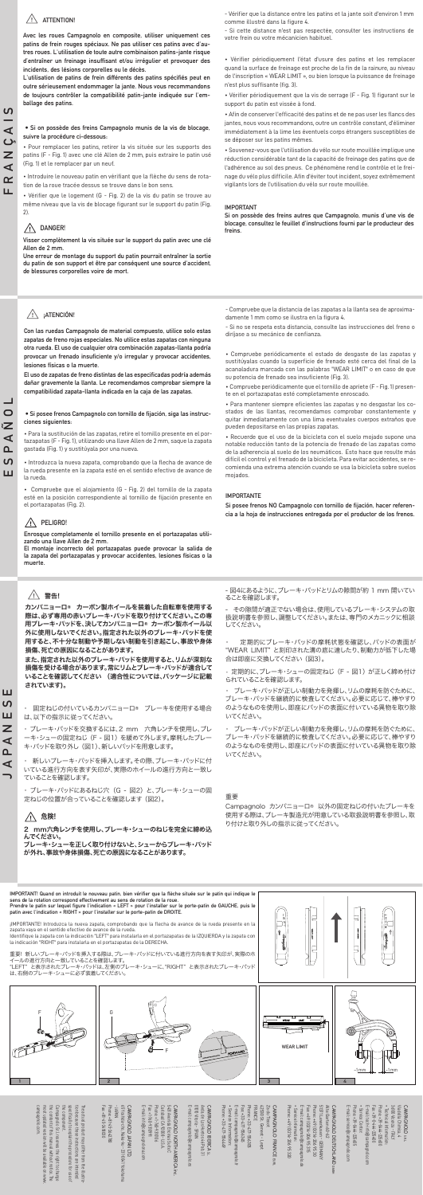# FRANÇAIS

## ATTENTION!

**Avec les roues Campagnolo en composite, utiliser uniquement ces patins de frein rouges spéciaux. Ne pas utiliser ces patins avec d'autres roues. L'utilisation de toute autre combinaison patins-jante risque d'entraîner un freinage insuffisant et/ou irrégulier et provoquer des incidents, des lésions corporelles ou le décès.**

**L'utilisation de patins de frein différents des patins spécifiés peut en outre sérieusement endommager la jante. Nous vous recommandons de toujours contrôler la compatibilité patin-jante indiquée sur l'emballage des patins.**

**• Si on possède des freins Campagnolo munis de la vis de blocage, suivre la procédure ci-dessous:**

• Pour remplacer les patins, retirer la vis située sur les supports des patins (F - Fig. 1) avec une clé Allen de 2 mm, puis extraire le patin usé (Fig. 1) et le remplacer par un neuf.

• Introduire le nouveau patin en vérifiant que la flèche du sens de rotation de la roue tracée dessus se trouve dans le bon sens.

• Vérifier que le logement (G - Fig. 2) de la vis du patin se trouve au même niveau que la vis de blocage figurant sur le support du patin (Fig. 2).

## DANGER!

**Visser complètement la vis située sur le support du patin avec une clé Allen de 2 mm.**

**Une erreur de montage du support du patin pourrait entraîner la sortie du patin de son support et être par conséquent une source d'accident, de blessures corporelles voire de mort.**

- Vérifier que la distance entre les patins et la jante soit d'environ 1 mm comme illustré dans la figure 4.

- Si cette distance n'est pas respectée, consulter les instructions de votre frein ou votre mécanicien habituel.

• Vérifier périodiquement l'état d'usure des patins et les remplacer quand la surface de freinage est proche de la fin de la rainure, au niveau de l'inscription « WEAR LIMIT », ou bien lorsque la puissance de freinage n'est plus suffisante (fig. 3).

• Vérifier périodiquement que la vis de serrage (F - Fig. 1) figurant sur le support du patin est vissée à fond.

• Afin de conserver l'efficacité des patins et de ne pas user les flancs des jantes, nous vous recommandons, outre un contrôle constant, d'éliminer immédiatement à la lime les éventuels corps étrangers susceptibles de se déposer sur les patins mêmes.

• Souvenez-vous que l'utilisation du vélo sur route mouillée implique une réduction considérable tant de la capacité de freinage des patins que de l'adhérence au sol des pneus. Ce phénomène rend le contrôle et le freinage du vélo plus difficile. Afin d'éviter tout incident, soyez extrêmement vigilants lors de l'utilisation du vélo sur route mouillée.

### IMPORTANT

**Si on possède des freins autres que Campagnolo, munis d'une vis de blocage, consultez le feuillet d'instructions fourni par le producteur de freins.**

# ESPAÑOL

## ¡ATENCIÓN!

**Con las ruedas Campagnolo de material compuesto, utilice solo estas zapatas de freno rojas especiales. No utilice estas zapatas con ninguna otra rueda. El uso de cualquier otra combinación zapatas-llanta podría provocar un frenado insuficiente y/o irregular y provocar accidentes, lesiones físicas o la muerte.**

**El uso de zapatas de freno distintas de las especificadas podría además dañar gravemente la llanta. Le recomendamos comprobar siempre la compatibilidad zapata-llanta indicada en la caja de las zapatas.**

**• Si posee frenos Campagnolo con tornillo de fijación, siga las instrucciones siguientes:**

• Para la sustitución de las zapatas, retire el tornillo presente en el portazapatas (F - Fig. 1), utilizando una llave Allen de 2 mm, saque la zapata gastada (Fig. 1) y sustitúyala por una nueva.

• Introduzca la nueva zapata, comprobando que la flecha de avance de la rueda presente en la zapata esté en el sentido efectivo de avance de la rueda.

• Compruebe que el alojamiento (G - Fig. 2) del tornillo de la zapata esté en la posición correspondiente al tornillo de fijación presente en el portazapatas (Fig. 2).

## PELIGRO!

**Enrosque completamente el tornillo presente en el portazapatas utilizando una llave Allen de 2 mm.**

**El montaje incorrecto del portazapatas puede provocar la salida de la zapata del portazapatas y provocar accidentes, lesiones físicas o la muerte.**

- Compruebe que la distancia de las zapatas a la llanta sea de aproximadamente 1 mm como se ilustra en la figura 4.

- Si no se respeta esta distancia, consulte las instrucciones del freno o diríjase a su mecánico de confianza.

• Compruebe periódicamente el estado de desgaste de las zapatas y sustitúyalas cuando la superficie de frenado esté cerca del final de la acanaladura marcada con las palabras "WEAR LIMIT" o en caso de que su potencia de frenado sea insuficiente (fig. 3).

• Compruebe periódicamente que el tornillo de apriete (F - Fig. 1) presente en el portazapatas esté completamente enroscado.

• Para mantener siempre eficientes las zapatas y no desgastar los costados de las llantas, recomendamos comprobar constantemente y quitar inmediatamente con una lima eventuales cuerpos extraños que pueden depositarse en las propias zapatas.

• Recuerde que el uso de la bicicleta con el suelo mojado supone una notable reducción tanto de la potencia de frenado de las zapatas como de la adherencia al suelo de los neumáticos. Esto hace que resulte más difícil el control y el frenado de la bicicleta. Para evitar accidentes, se recomienda una extrema atención cuando se usa la bicicleta sobre suelos mojados.

### IMPORTANTE

**Si posee frenos NO Campagnolo con tornillo de fijación, hacer referencia a la hoja de instrucciones entregada por el productor de los frenos.**

# JAPANESE

## 警告!

**カンパニョーロ® カーボン製ホイールを装着した自転車を使用する際は、必ず専用の赤いブレーキ・パッドを取り付けてください。この専用ブレーキ・パッドを、決してカンパニョーロ® カーボン製ホイール以外に使用しないでください。指定された以外のブレーキ・パッドを使用すると、不十分な制動や予期しない制動を引き起こし、事故や身体損傷、死亡の原因になることがあります。**

**また、指定された以外のブレーキ・パッドを使用すると、リムが深刻な損傷を受ける場合があります。常にリムとブレーキ・パッドが適合していることを確認してください（適合性については、パッケージに記載されています）。**

• 固定ねじの付いているカンパニョーロ® ブレーキを使用する場合は、以下の指示に従ってください。

• ブレーキ・パッドを交換するには、2 mm 六角レンチを使用し、ブレーキ・シューの固定ねじ（F - 図1）を緩めて外します。摩耗したブレーキ・パッドを取り外し（図1）、新しいパッドを用意します。

• 新しいブレーキ・パッドを挿入します。その際、ブレーキ・パッドに付いている進行方向を表す矢印が、実際のホイールの進行方向と一致していることを確認します。

• ブレーキ・パッドにあるねじ穴（G - 図2）と、ブレーキ・シューの固定ねじの位置が合っていることを確認します（図2）。

## 危険!

**2 mm六角レンチを使用し、ブレーキ・シューのねじを完全に締め込んでください。**

**ブレーキ・シューを正しく取り付けないと、シューからブレーキ・パッドが外れ、事故や身体損傷、死亡の原因になることがあります。**

- 図4にあるように、ブレーキ・パッドとリムの隙間が約 1 mm 開いていることを確認します。

- その隙間が適正でない場合は、使用しているブレーキ・システムの取扱説明書を参照し、調整してください。または、専門のメカニックに相談してください。

• 定期的にブレーキ・パッドの摩耗状態を確認し、パッドの表面が "WEAR LIMIT" と刻印された溝の底に達したり、制動力が低下した場合は即座に交換してください（図3）。

• 定期的に、ブレーキ・シューの固定ねじ（F - 図1）が正しく締め付けられていることを確認します。

• ブレーキ・パッドが正しい制動力を発揮し、リムの摩耗を防ぐために、ブレーキ・パッドを継続的に検査してください。必要に応じて、棒やすりのようなものを使用し、即座にパッドの表面に付いている異物を取り除いてください。

• ブレーキ・パッドが正しい制動力を発揮し、リムの摩耗を防ぐために、ブレーキ・パッドを継続的に検査してください。必要に応じて、棒やすりのようなものを使用し、即座にパッドの表面に付いている異物を取り除いてください。

### 重要

Campagnolo カンパニョーロ® 以外の固定ねじの付いたブレーキを使用する際は、ブレーキ製造元が用意している取扱説明書を参照し、取り付けと取り外しの指示に従ってください。

---

**IMPORTANT! Quand on introduit le nouveau patin, bien vérifier que la flèche située sur le patin qui indique le sens de la rotation correspond effectivement au sens de rotation de la roue.**
**Prendre le patin sur lequel figure l'indication « LEFT » pour l'installer sur le porte-patin de GAUCHE, puis le patin avec l'indication « RIGHT » pour l'installer sur le porte-patin de DROITE.**

¡IMPORTANTE! Introduzca la nueva zapata, comprobando que la flecha de avance de la rueda presente en la zapata vaya en el sentido efectivo de avance de la rueda.
Identifique la zapata con la indicación "LEFT" para instalarla en el portazapatas de la IZQUIERDA y la zapata con la indicación "RIGHT" para instalarla en el portazapatas de la DERECHA.

重要! 新しいブレーキ・パッドを挿入する際は、ブレーキ・パッドに付いている進行方向を表す矢印が、実際のホイールの進行方向と一致していることを確認します。
"LEFT" と表示されたブレーキ・パッドは、左側のブレーキ・シューに、"RIGHT" と表示されたブレーキ・パッドは、右側のブレーキ・シューに必ず装着してください。

F
G
FORWARD
WEAR LIMIT
~1mm
~1mm
1
2
3
4

CAMPAGNOLO S.r.l.
Via della Chimica, 4
36100 Vicenza - ITALY
Phone +39 0444 225500
Fax +39 0444 225400
www.campagnolo.com
• Service Center
Phone +39 0444 225605
E-mail service@campagnolo.com
E-mail info@campagnolo.com

CAMPAGNOLO DEUTSCHLAND GmbH
Alte Garten 62
51371 Leverkusen - GERMANY
Phone +49 (0)214 206 95 30
Fax +49 (0)214 206 95 315
E-mail campagnolo.de@campagnolo.de
• Service Information
Phone +49 (0)214 206 95 320

CAMPAGNOLO FRANCE Sarl
Parc d'activités
42230 St. Genest - Lerpt
FRANCE
Phone +33 4 77 55 60
Fax +33 4 77 55 93 00
E-mail campagnolo.france@campagnolo.fr
• Service Information
Phone +33 477 55 40 40

CAMPAGNOLO IBERICA S.L.
Avda Embarques 21
46119 Aldaia (Valencia) - SPAIN
Phone +34 96 15 81 73
E-mail campagnolo@campagnolo.es

CAMPAGNOLO NORTH AMERICA Inc.
1 Carlsbad Research Center
Carlsbad, CA 92008 - U.S.A.
Phone (760) 916-0055
Fax (760) 916-0058
E-mail info@campagnolo.com

CAMPAGNOLO JAPAN LTD.
1-2-24 Kami-shima Hoka - Chuo-ku 06 - Kawashita
- JAPAN
Phone +81-6-6342-0866
Fax +81-6-6342-0867

The manufacturer reserves the right to modify the product and the content of the manual without notice. The updated version of this manual is available at www.campagnolo.com.